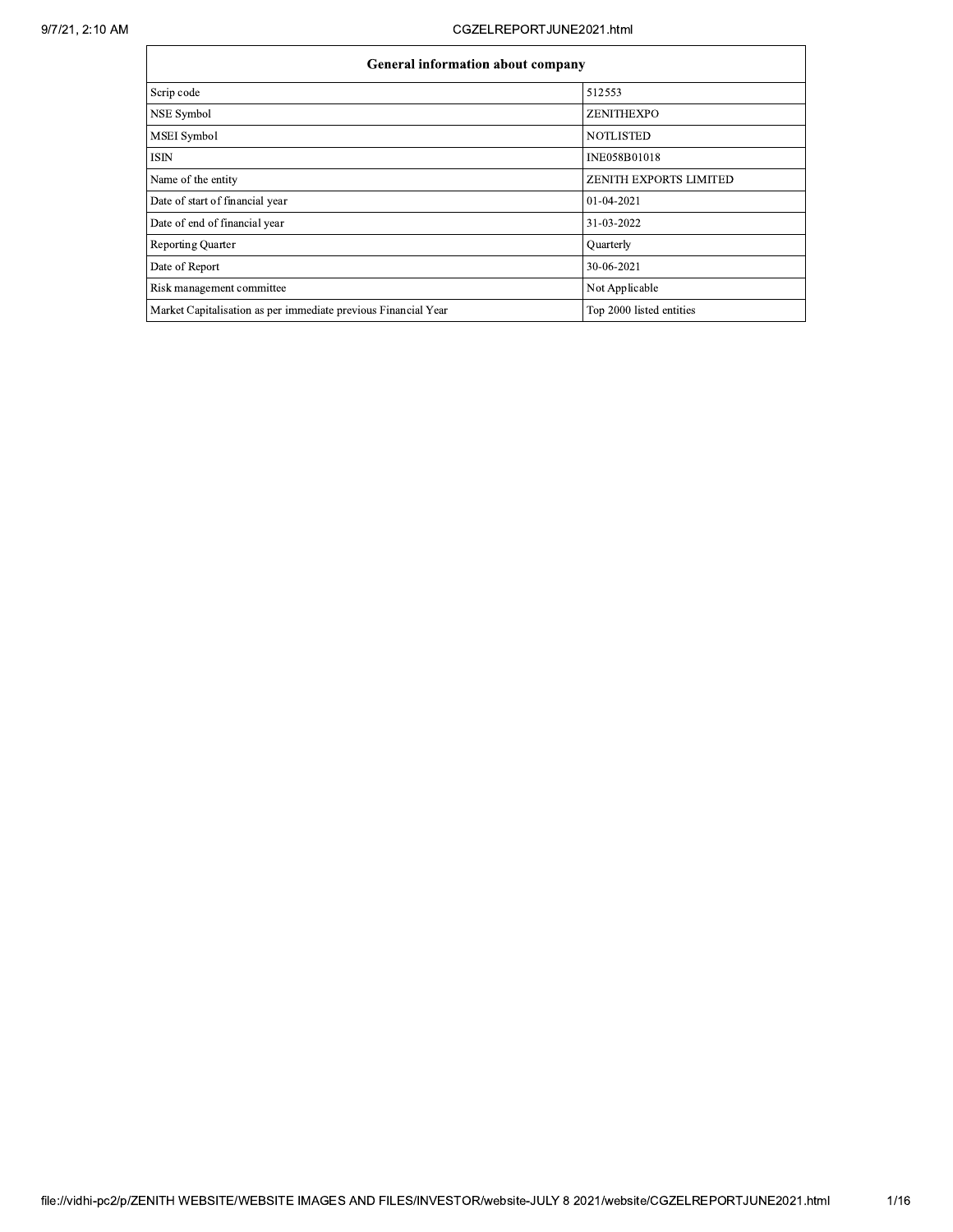| General information about company | |
|---|---|
| Scrip code | 512553 |
| NSE Symbol | ZENITHEXPO |
| MSEI Symbol | NOTLISTED |
| ISIN | INE058B01018 |
| Name of the entity | ZENITH EXPORTS LIMITED |
| Date of start of financial year | 01-04-2021 |
| Date of end of financial year | 31-03-2022 |
| Reporting Quarter | Quarterly |
| Date of Report | 30-06-2021 |
| Risk management committee | Not Applicable |
| Market Capitalisation as per immediate previous Financial Year | Top 2000 listed entities |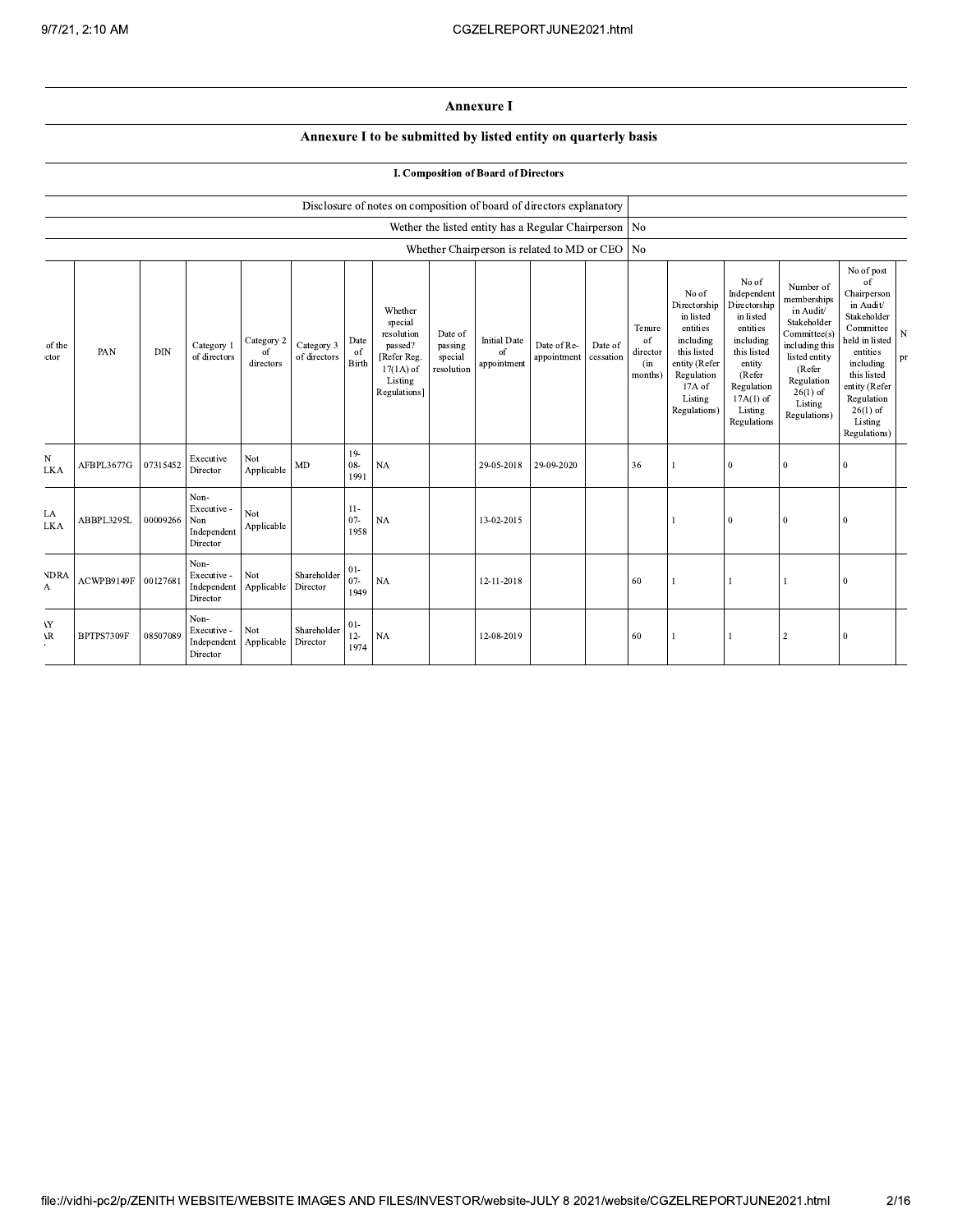# Annexure I

## Annexure I to be submitted by listed entity on quarterly basis

### I. Composition of Board of Directors

| Disclosure of notes on composition of board of directors explanatory | |
|---|---|
| Wether the listed entity has a Regular Chairperson | No |
| Whether Chairperson is related to MD or CEO | No |

| of the ctor | PAN | DIN | Category 1 of directors | Category 2 of directors | Category 3 of directors | Date of Birth | Whether special resolution passed? [Refer Reg. 17(1A) of Listing Regulations] | Date of passing special resolution | Initial Date of appointment | Date of Re-appointment | Date of cessation | Tenure of director (in months) | No of Directorship in listed entities including this listed entity (Refer Regulation 17A of Listing Regulations) | No of Independent Directorship in listed entities including this listed entity (Refer Regulation 17A(1) of Listing Regulations | Number of memberships in Audit/ Stakeholder Committee(s) including this listed entity (Refer Regulation 26(1) of Listing Regulations) | No of post of Chairperson in Audit/ Stakeholder Committee held in listed entities including this listed entity (Refer Regulation 26(1) of Listing Regulations) | N pr |
|---|---|---|---|---|---|---|---|---|---|---|---|---|---|---|---|---|---|
| N LKA | AFBPL3677G | 07315452 | Executive Director | Not Applicable | MD | 19-08-1991 | NA | | 29-05-2018 | 29-09-2020 | | 36 | 1 | 0 | 0 | 0 | |
| LA LKA | ABBPL3295L | 00009266 | Non-Executive - Non Independent Director | Not Applicable | | 11-07-1958 | NA | | 13-02-2015 | | | | 1 | 0 | 0 | 0 | |
| NDRA A | ACWPB9149F | 00127681 | Non-Executive - Independent Director | Not Applicable | Shareholder Director | 01-07-1949 | NA | | 12-11-2018 | | | 60 | 1 | 1 | 1 | 0 | |
| AY AR | BPTPS7309F | 08507089 | Non-Executive - Independent Director | Not Applicable | Shareholder Director | 01-12-1974 | NA | | 12-08-2019 | | | 60 | 1 | 1 | 2 | 0 | |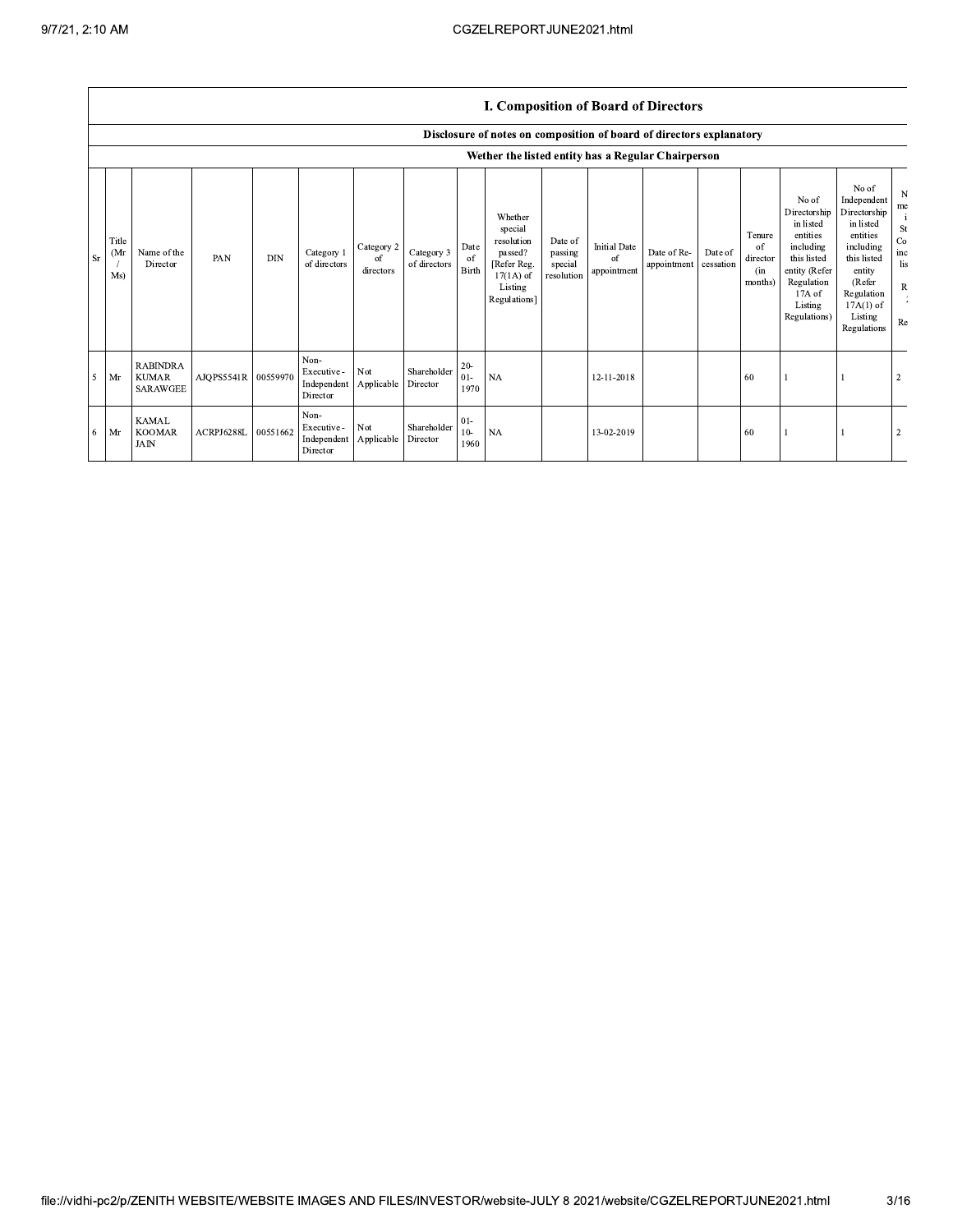## I. Composition of Board of Directors

### Disclosure of notes on composition of board of directors explanatory

#### Wether the listed entity has a Regular Chairperson

| Sr | Title (Mr / Ms) | Name of the Director | PAN | DIN | Category 1 of directors | Category 2 of directors | Category 3 of directors | Date of Birth | Whether special resolution passed? [Refer Reg. 17(1A) of Listing Regulations] | Date of passing special resolution | Initial Date of appointment | Date of Re-appointment | Date of cessation | Tenure of director (in months) | No of Directorship in listed entities including this listed entity (Refer Regulation 17A of Listing Regulations) | No of Independent Directorship in listed entities including this listed entity (Refer Regulation 17A(1) of Listing Regulations | N me i St Co inc lis R Re |
|---|---|---|---|---|---|---|---|---|---|---|---|---|---|---|---|---|---|
| 5 | Mr | RABINDRA KUMAR SARAWGEE | AJQPS5541R | 00559970 | Non-Executive - Independent Director | Not Applicable | Shareholder Director | 20-01-1970 | NA | | 12-11-2018 | | | 60 | 1 | 1 | 2 |
| 6 | Mr | KAMAL KOOMAR JAIN | ACRPJ6288L | 00551662 | Non-Executive - Independent Director | Not Applicable | Shareholder Director | 01-10-1960 | NA | | 13-02-2019 | | | 60 | 1 | 1 | 2 |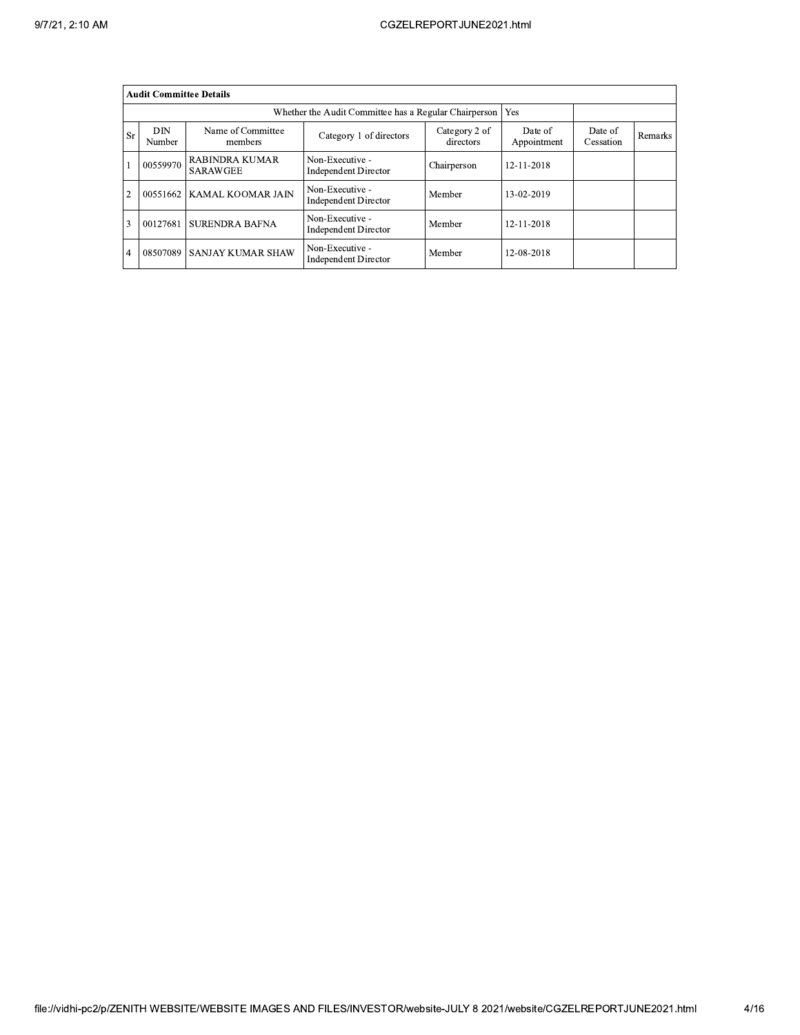| Audit Committee Details | | | | | | | |
|---|---|---|---|---|---|---|---|
| Whether the Audit Committee has a Regular Chairperson | | | | | Yes | | |
| Sr | DIN Number | Name of Committee members | Category 1 of directors | Category 2 of directors | Date of Appointment | Date of Cessation | Remarks |
| 1 | 00559970 | RABINDRA KUMAR SARAWGEE | Non-Executive - Independent Director | Chairperson | 12-11-2018 | | |
| 2 | 00551662 | KAMAL KOOMAR JAIN | Non-Executive - Independent Director | Member | 13-02-2019 | | |
| 3 | 00127681 | SURENDRA BAFNA | Non-Executive - Independent Director | Member | 12-11-2018 | | |
| 4 | 08507089 | SANJAY KUMAR SHAW | Non-Executive - Independent Director | Member | 12-08-2018 | | |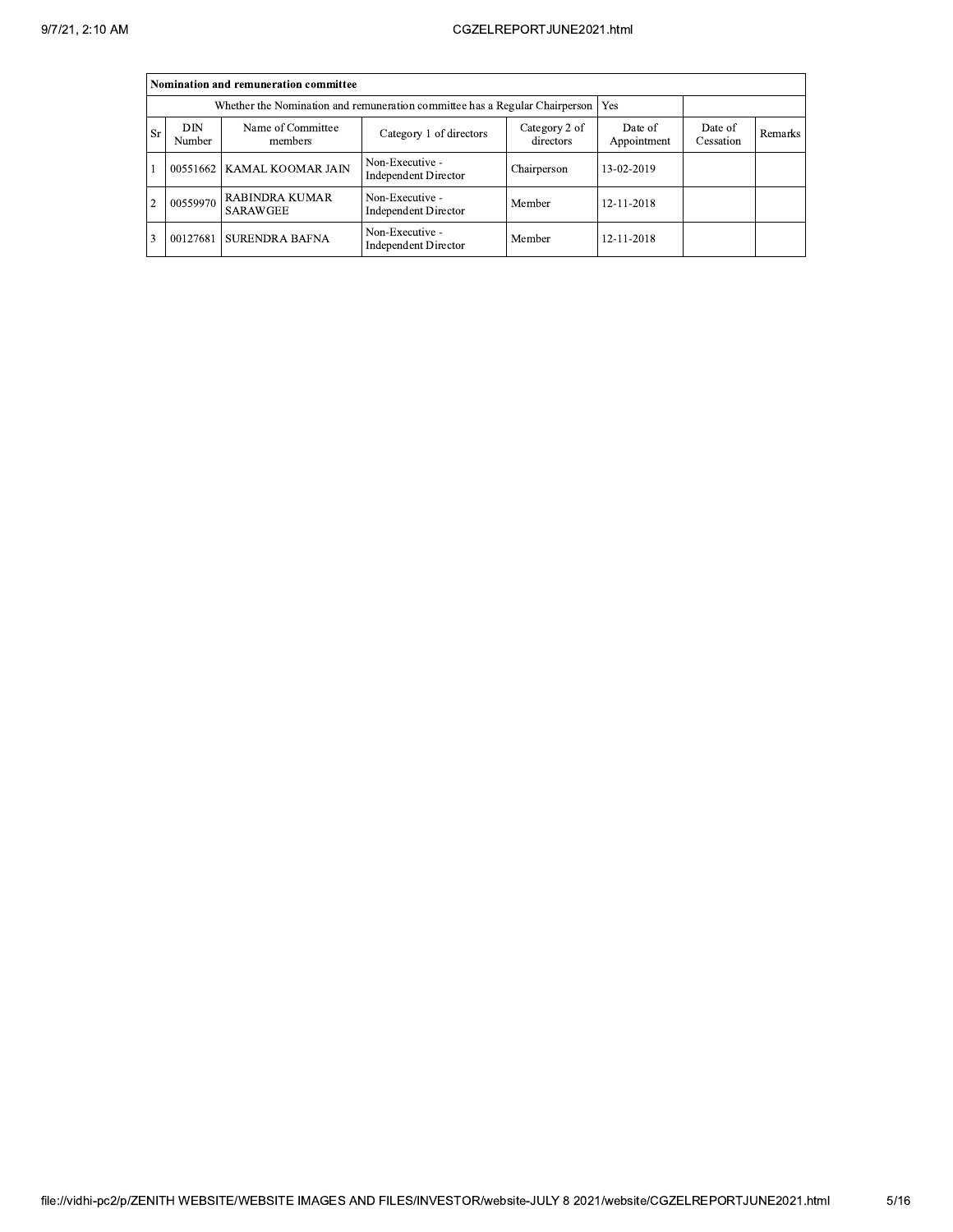| Nomination and remuneration committee | | | | | | | |
|---|---|---|---|---|---|---|---|
| Whether the Nomination and remuneration committee has a Regular Chairperson | | | | | Yes | | |
| Sr | DIN Number | Name of Committee members | Category 1 of directors | Category 2 of directors | Date of Appointment | Date of Cessation | Remarks |
| 1 | 00551662 | KAMAL KOOMAR JAIN | Non-Executive - Independent Director | Chairperson | 13-02-2019 | | |
| 2 | 00559970 | RABINDRA KUMAR SARAWGEE | Non-Executive - Independent Director | Member | 12-11-2018 | | |
| 3 | 00127681 | SURENDRA BAFNA | Non-Executive - Independent Director | Member | 12-11-2018 | | |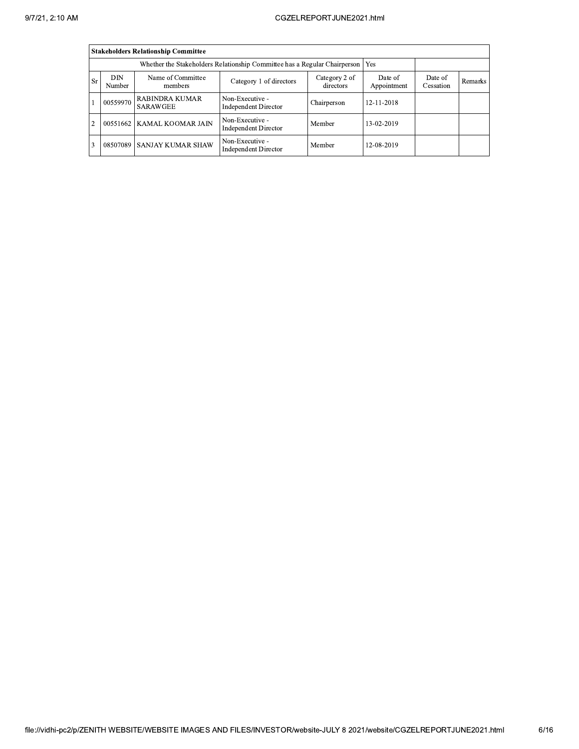| Stakeholders Relationship Committee | | | | | | | |
|---|---|---|---|---|---|---|---|
| Whether the Stakeholders Relationship Committee has a Regular Chairperson | | | | | Yes | | |
| Sr | DIN Number | Name of Committee members | Category 1 of directors | Category 2 of directors | Date of Appointment | Date of Cessation | Remarks |
| 1 | 00559970 | RABINDRA KUMAR SARAWGEE | Non-Executive - Independent Director | Chairperson | 12-11-2018 | | |
| 2 | 00551662 | KAMAL KOOMAR JAIN | Non-Executive - Independent Director | Member | 13-02-2019 | | |
| 3 | 08507089 | SANJAY KUMAR SHAW | Non-Executive - Independent Director | Member | 12-08-2019 | | |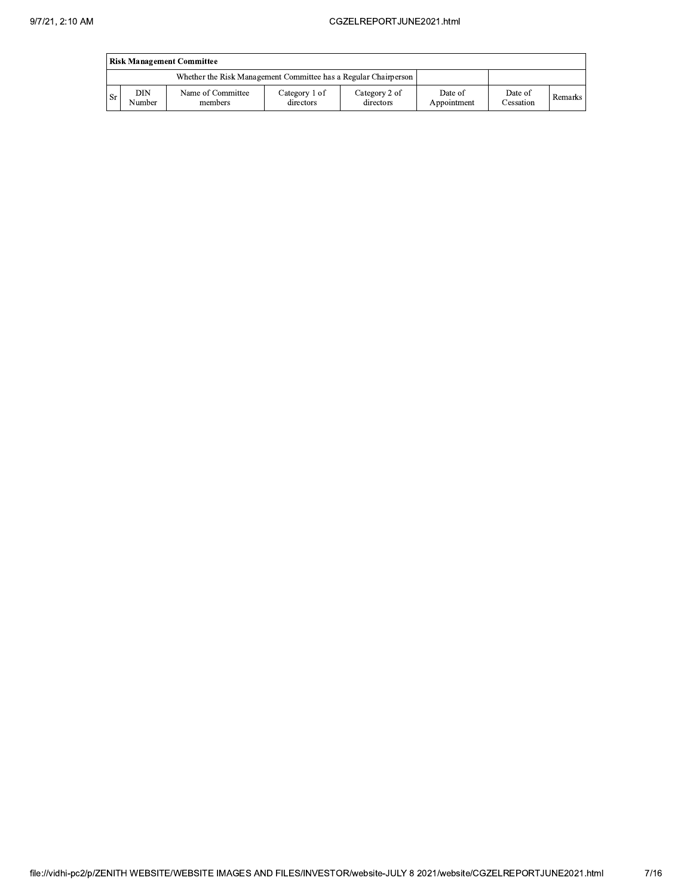| Risk Management Committee | | | | | | | |
|---|---|---|---|---|---|---|---|
| Whether the Risk Management Committee has a Regular Chairperson | | | | | | | |
| Sr | DIN Number | Name of Committee members | Category 1 of directors | Category 2 of directors | Date of Appointment | Date of Cessation | Remarks |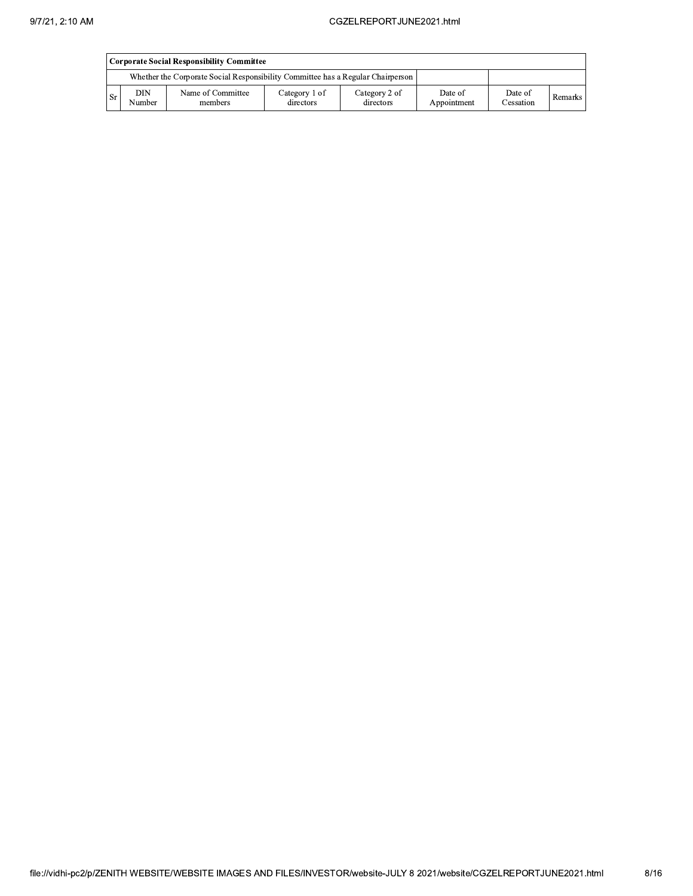| Corporate Social Responsibility Committee | | | | | | | |
|---|---|---|---|---|---|---|---|
| Whether the Corporate Social Responsibility Committee has a Regular Chairperson | | | | | | | |
| Sr | DIN Number | Name of Committee members | Category 1 of directors | Category 2 of directors | Date of Appointment | Date of Cessation | Remarks |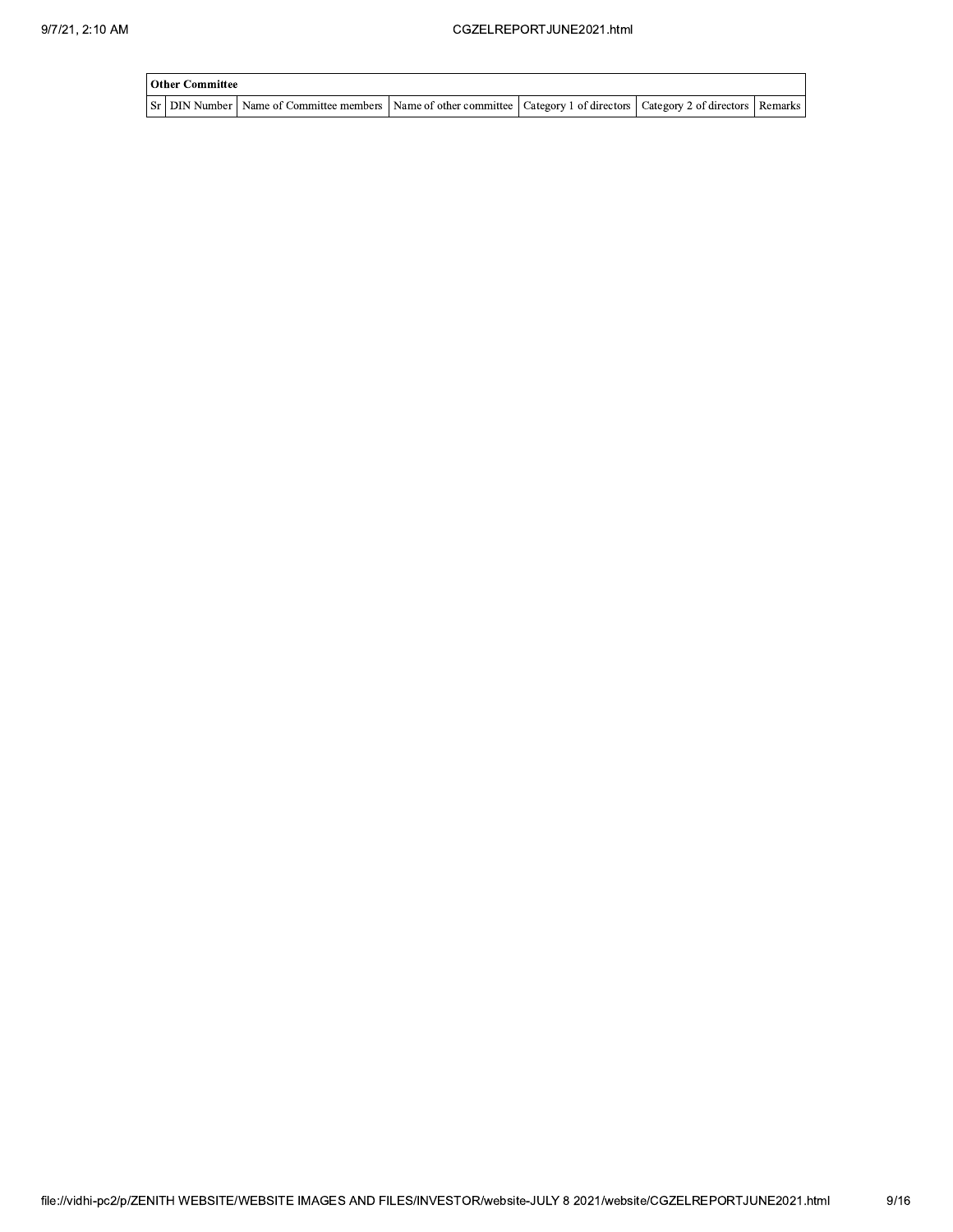| **Other Committee** | | | | | | |
|---|---|---|---|---|---|---|
| Sr | DIN Number | Name of Committee members | Name of other committee | Category 1 of directors | Category 2 of directors | Remarks |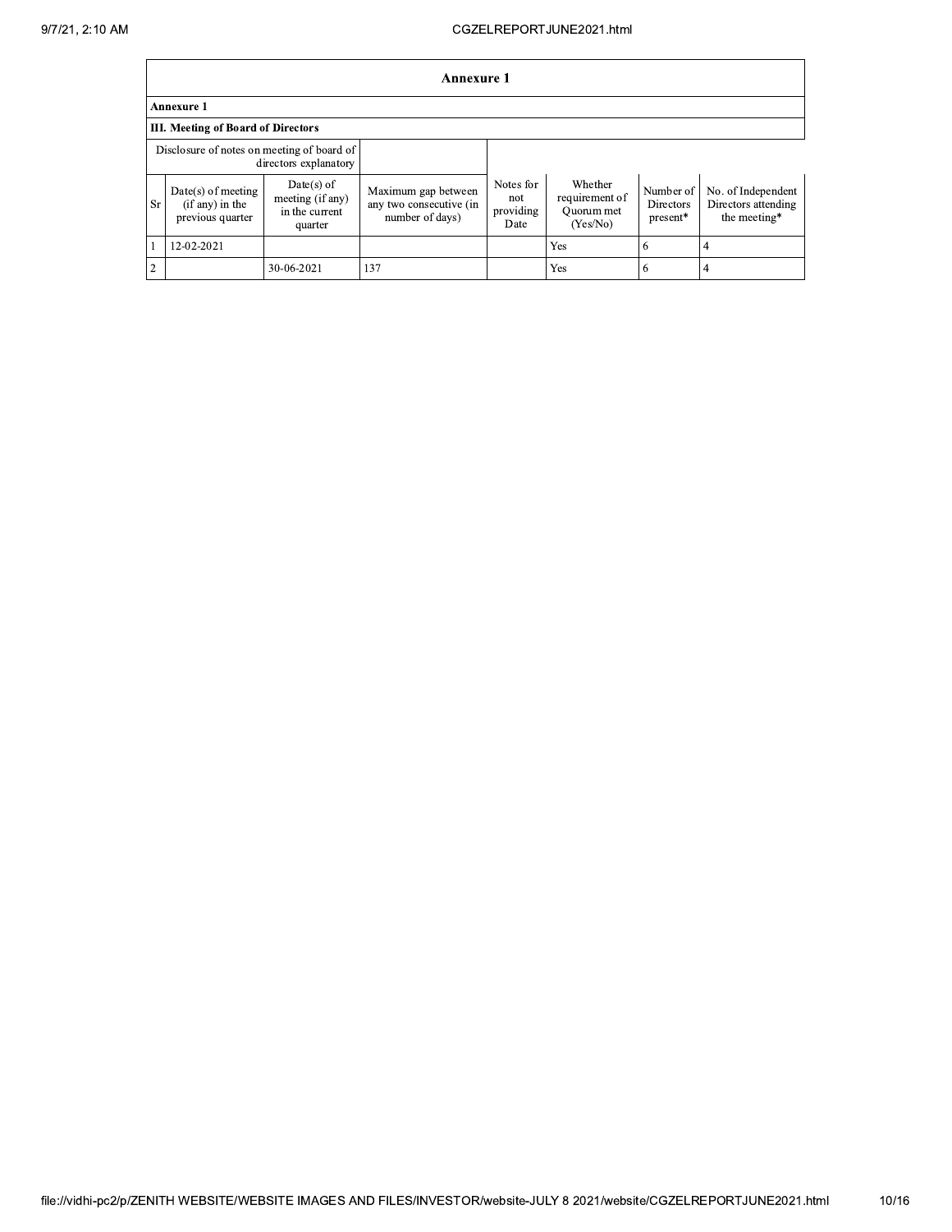## Annexure 1

### Annexure 1

### III. Meeting of Board of Directors

| Disclosure of notes on meeting of board of directors explanatory | | | | | | | |
|---|---|---|---|---|---|---|---|
| Sr | Date(s) of meeting (if any) in the previous quarter | Date(s) of meeting (if any) in the current quarter | Maximum gap between any two consecutive (in number of days) | Notes for not providing Date | Whether requirement of Quorum met (Yes/No) | Number of Directors present* | No. of Independent Directors attending the meeting* |
| 1 | 12-02-2021 | | | | Yes | 6 | 4 |
| 2 | | 30-06-2021 | 137 | | Yes | 6 | 4 |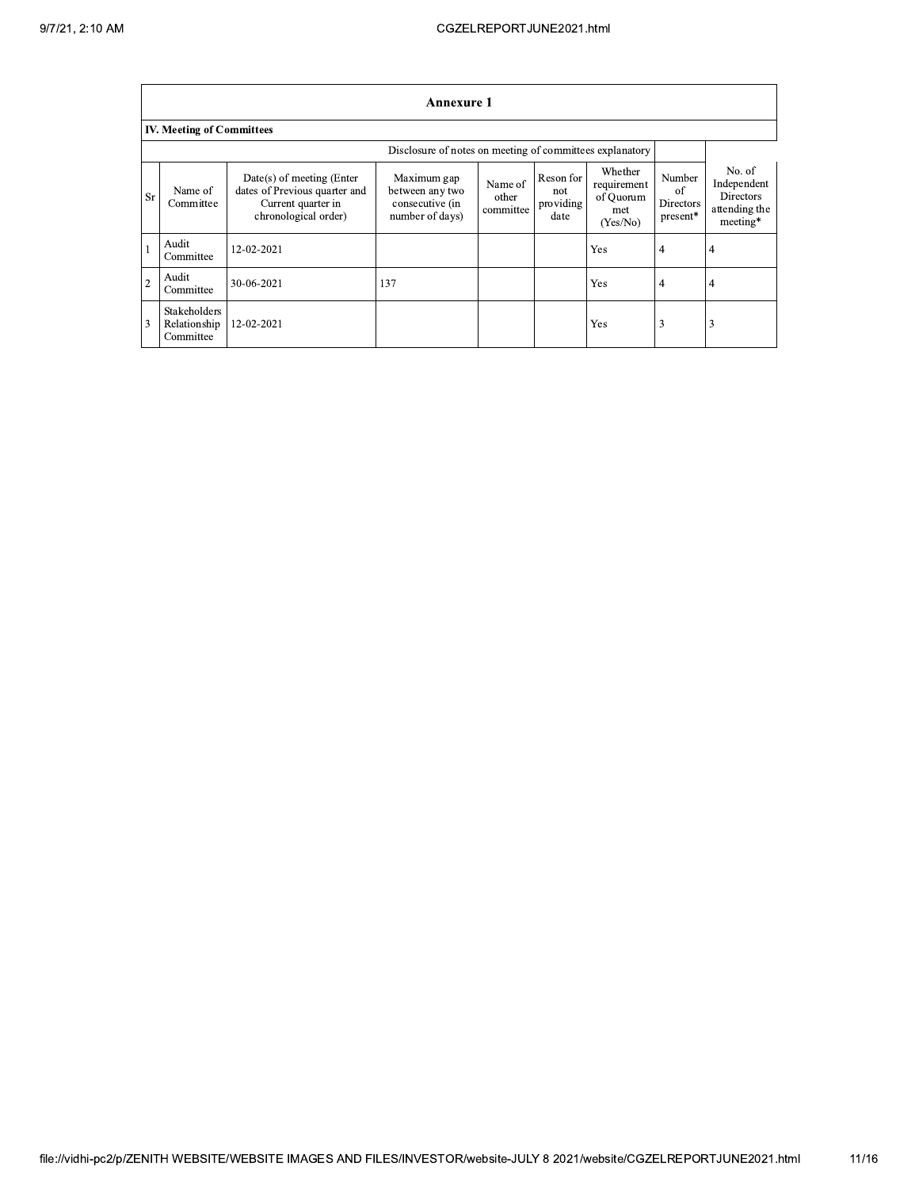## Annexure 1

**IV. Meeting of Committees**

Disclosure of notes on meeting of committees explanatory

| Sr | Name of Committee | Date(s) of meeting (Enter dates of Previous quarter and Current quarter in chronological order) | Maximum gap between any two consecutive (in number of days) | Name of other committee | Reson for not providing date | Whether requirement of Quorum met (Yes/No) | Number of Directors present* | No. of Independent Directors attending the meeting* |
|---|---|---|---|---|---|---|---|---|
| 1 | Audit Committee | 12-02-2021 | | | | Yes | 4 | 4 |
| 2 | Audit Committee | 30-06-2021 | 137 | | | Yes | 4 | 4 |
| 3 | Stakeholders Relationship Committee | 12-02-2021 | | | | Yes | 3 | 3 |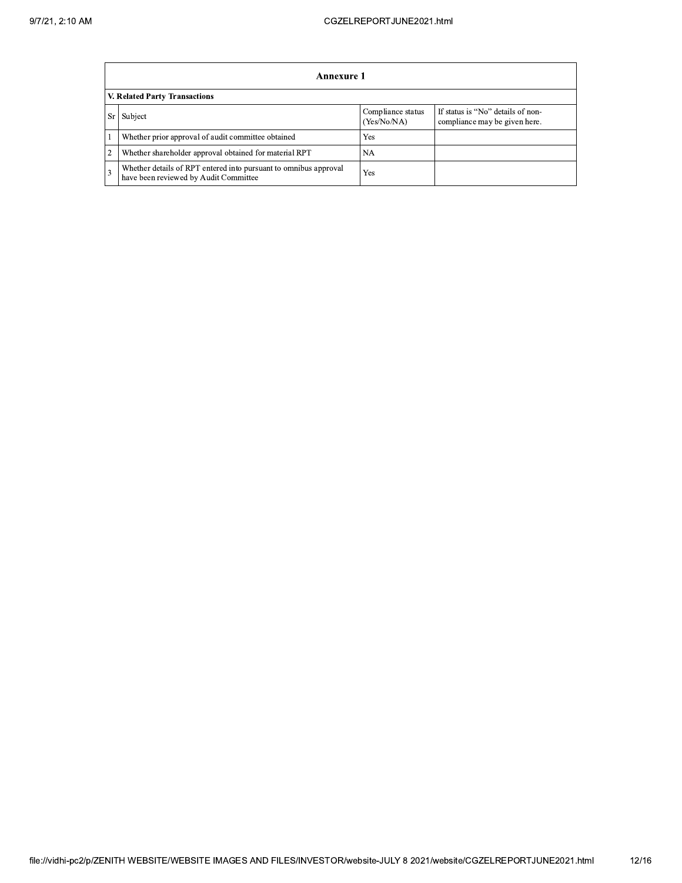## Annexure 1

### V. Related Party Transactions

| Sr | Subject | Compliance status (Yes/No/NA) | If status is "No" details of non-compliance may be given here. |
|---|---|---|---|
| 1 | Whether prior approval of audit committee obtained | Yes | |
| 2 | Whether shareholder approval obtained for material RPT | NA | |
| 3 | Whether details of RPT entered into pursuant to omnibus approval have been reviewed by Audit Committee | Yes | |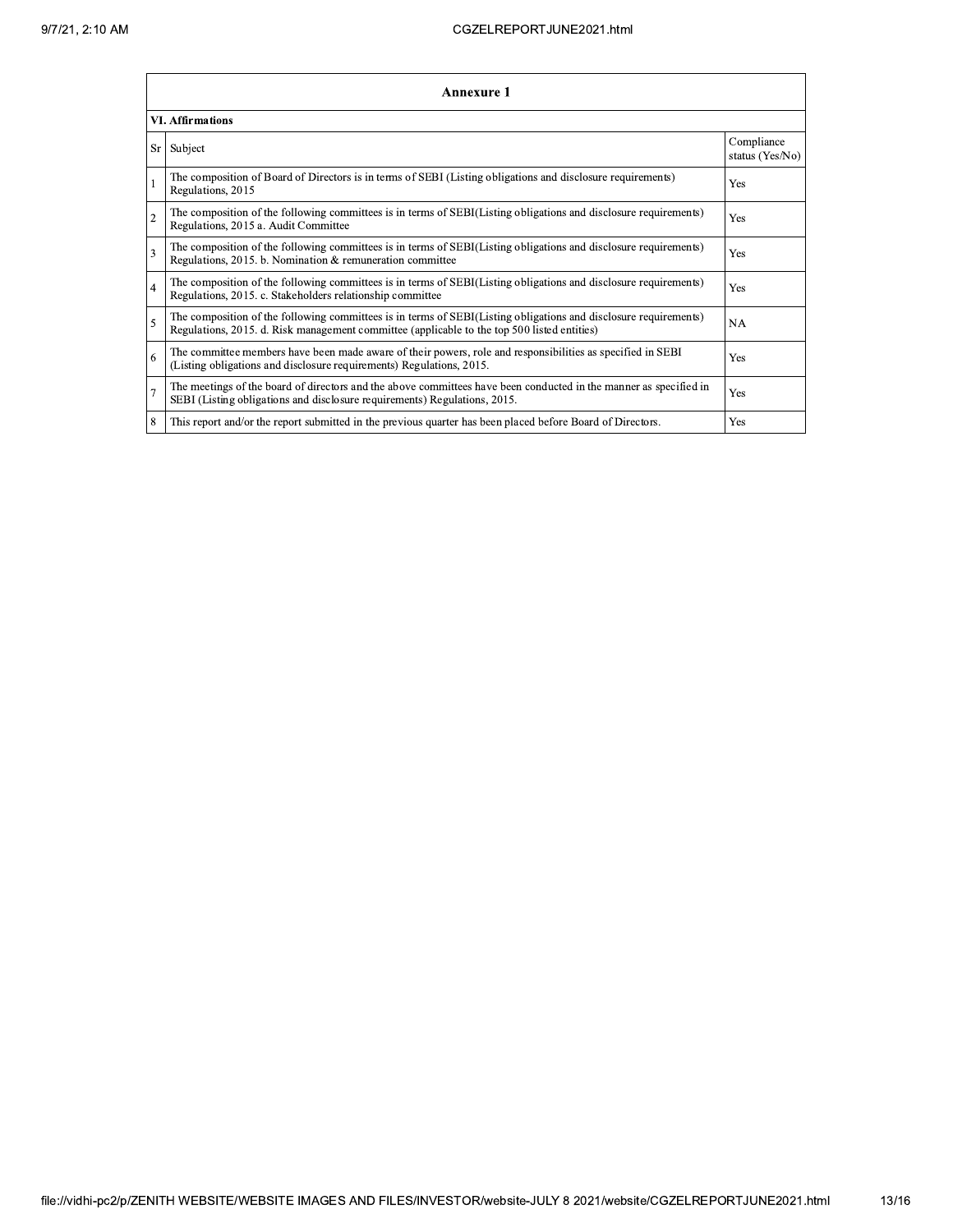## Annexure 1

### VI. Affirmations

| Sr | Subject | Compliance status (Yes/No) |
|---|---|---|
| 1 | The composition of Board of Directors is in terms of SEBI (Listing obligations and disclosure requirements) Regulations, 2015 | Yes |
| 2 | The composition of the following committees is in terms of SEBI(Listing obligations and disclosure requirements) Regulations, 2015 a. Audit Committee | Yes |
| 3 | The composition of the following committees is in terms of SEBI(Listing obligations and disclosure requirements) Regulations, 2015. b. Nomination & remuneration committee | Yes |
| 4 | The composition of the following committees is in terms of SEBI(Listing obligations and disclosure requirements) Regulations, 2015. c. Stakeholders relationship committee | Yes |
| 5 | The composition of the following committees is in terms of SEBI(Listing obligations and disclosure requirements) Regulations, 2015. d. Risk management committee (applicable to the top 500 listed entities) | NA |
| 6 | The committee members have been made aware of their powers, role and responsibilities as specified in SEBI (Listing obligations and disclosure requirements) Regulations, 2015. | Yes |
| 7 | The meetings of the board of directors and the above committees have been conducted in the manner as specified in SEBI (Listing obligations and disclosure requirements) Regulations, 2015. | Yes |
| 8 | This report and/or the report submitted in the previous quarter has been placed before Board of Directors. | Yes |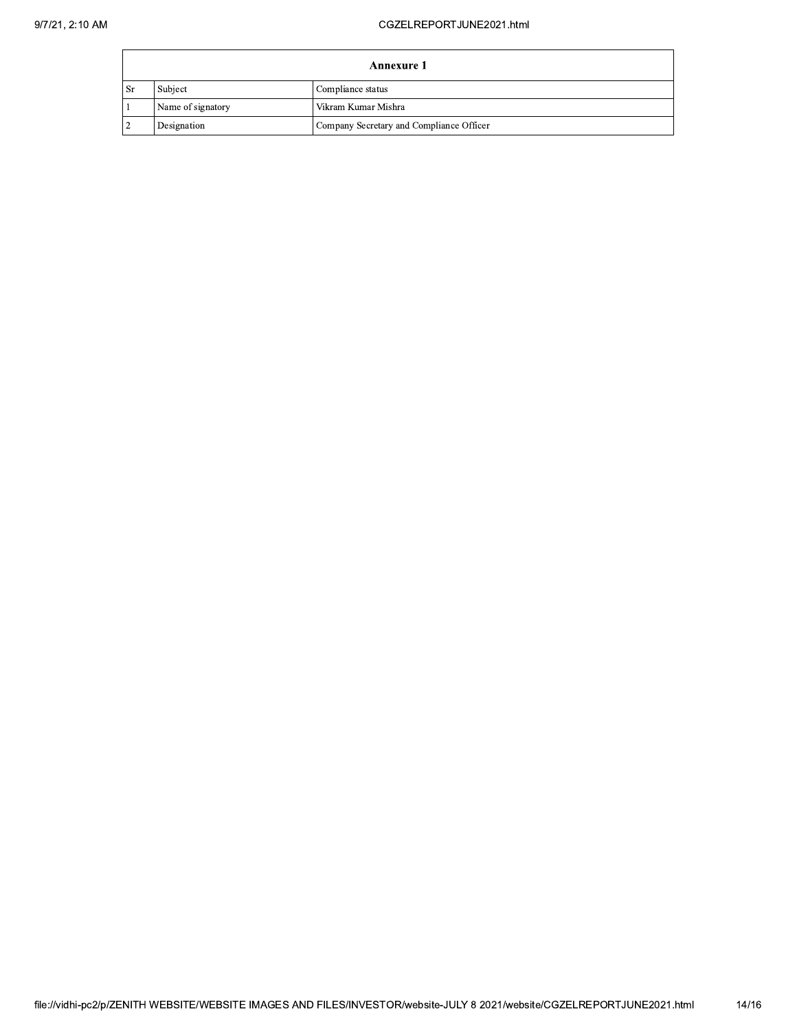| Annexure 1 | | |
|---|---|---|
| Sr | Subject | Compliance status |
| 1 | Name of signatory | Vikram Kumar Mishra |
| 2 | Designation | Company Secretary and Compliance Officer |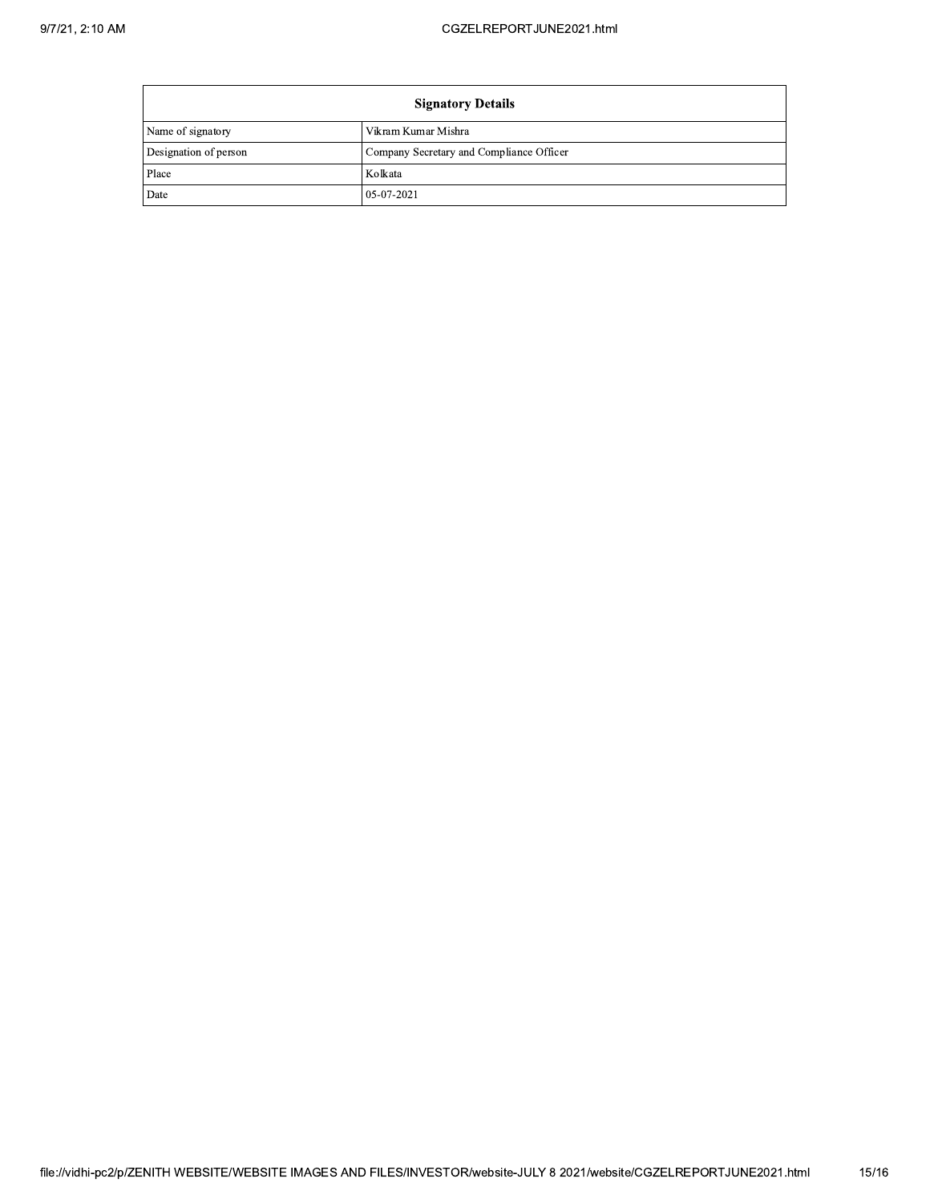| Signatory Details | |
|---|---|
| Name of signatory | Vikram Kumar Mishra |
| Designation of person | Company Secretary and Compliance Officer |
| Place | Kolkata |
| Date | 05-07-2021 |